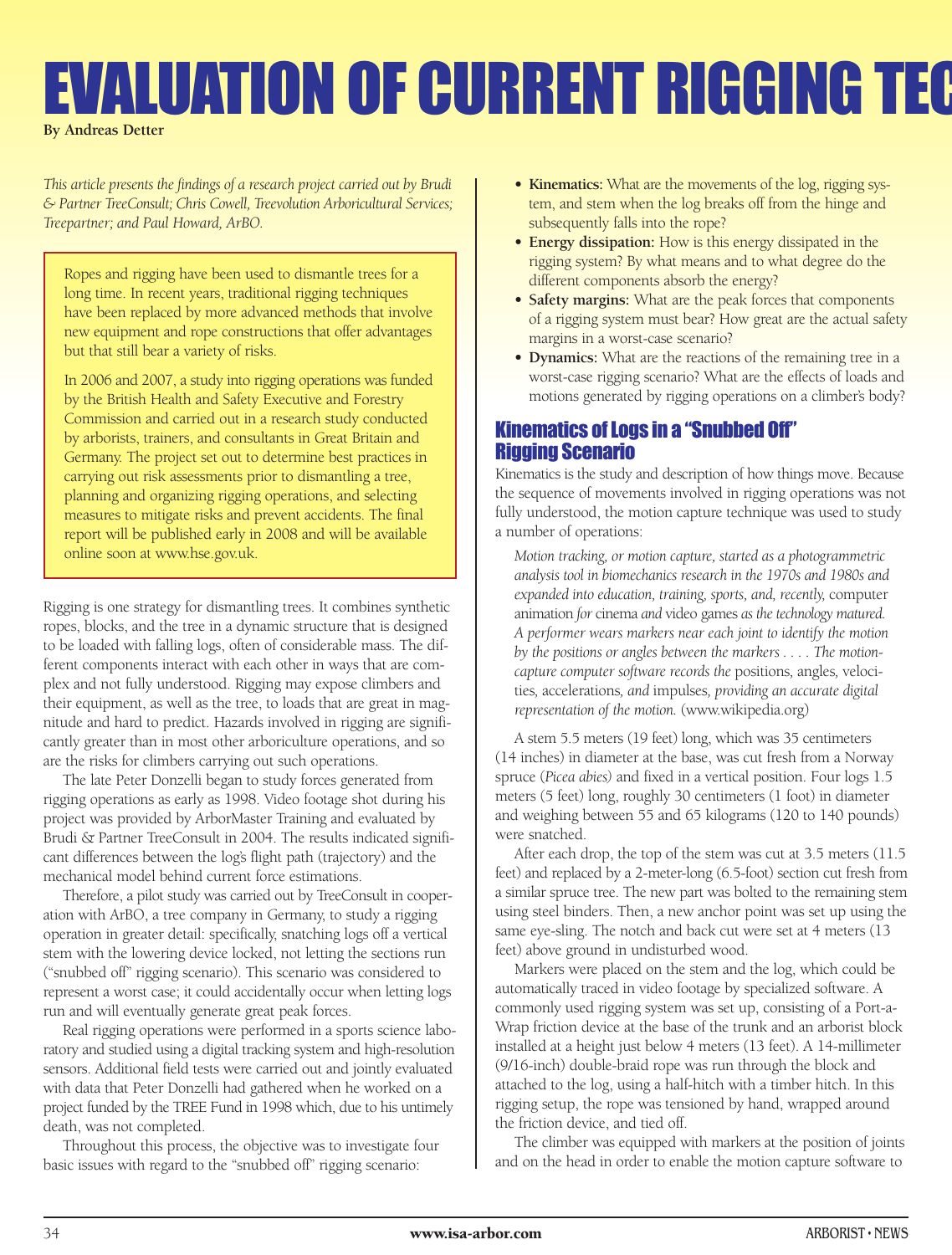# EVALUATION OF CURRENT RIGGING TEC

**By Andreas Detter**

*This article presents the findings of a research project carried out by Brudi & Partner TreeConsult; Chris Cowell, Treevolution Arboricultural Services; Treepartner; and Paul Howard, ArBO.*

> Ropes and rigging have been used to dismantle trees for a long time. In recent years, traditional rigging techniques have been replaced by more advanced methods that involve new equipment and rope constructions that offer advantages but that still bear a variety of risks.
>
> In 2006 and 2007, a study into rigging operations was funded by the British Health and Safety Executive and Forestry Commission and carried out in a research study conducted by arborists, trainers, and consultants in Great Britain and Germany. The project set out to determine best practices in carrying out risk assessments prior to dismantling a tree, planning and organizing rigging operations, and selecting measures to mitigate risks and prevent accidents. The final report will be published early in 2008 and will be available online soon at www.hse.gov.uk.

Rigging is one strategy for dismantling trees. It combines synthetic ropes, blocks, and the tree in a dynamic structure that is designed to be loaded with falling logs, often of considerable mass. The different components interact with each other in ways that are complex and not fully understood. Rigging may expose climbers and their equipment, as well as the tree, to loads that are great in magnitude and hard to predict. Hazards involved in rigging are significantly greater than in most other arboriculture operations, and so are the risks for climbers carrying out such operations.

The late Peter Donzelli began to study forces generated from rigging operations as early as 1998. Video footage shot during his project was provided by ArborMaster Training and evaluated by Brudi & Partner TreeConsult in 2004. The results indicated significant differences between the log's flight path (trajectory) and the mechanical model behind current force estimations.

Therefore, a pilot study was carried out by TreeConsult in cooperation with ArBO, a tree company in Germany, to study a rigging operation in greater detail: specifically, snatching logs off a vertical stem with the lowering device locked, not letting the sections run ("snubbed off" rigging scenario). This scenario was considered to represent a worst case; it could accidentally occur when letting logs run and will eventually generate great peak forces.

Real rigging operations were performed in a sports science laboratory and studied using a digital tracking system and high-resolution sensors. Additional field tests were carried out and jointly evaluated with data that Peter Donzelli had gathered when he worked on a project funded by the TREE Fund in 1998 which, due to his untimely death, was not completed.

Throughout this process, the objective was to investigate four basic issues with regard to the "snubbed off" rigging scenario:

- **Kinematics:** What are the movements of the log, rigging system, and stem when the log breaks off from the hinge and subsequently falls into the rope?
- **Energy dissipation:** How is this energy dissipated in the rigging system? By what means and to what degree do the different components absorb the energy?
- **Safety margins:** What are the peak forces that components of a rigging system must bear? How great are the actual safety margins in a worst-case scenario?
- **Dynamics:** What are the reactions of the remaining tree in a worst-case rigging scenario? What are the effects of loads and motions generated by rigging operations on a climber's body?

## Kinematics of Logs in a "Snubbed Off" Rigging Scenario

Kinematics is the study and description of how things move. Because the sequence of movements involved in rigging operations was not fully understood, the motion capture technique was used to study a number of operations:

> *Motion tracking, or motion capture, started as a photogrammetric analysis tool in biomechanics research in the 1970s and 1980s and expanded into education, training, sports, and, recently,* computer animation *for* cinema *and* video games *as the technology matured. A performer wears markers near each joint to identify the motion by the positions or angles between the markers . . . . The motion-capture computer software records the* positions, angles, velocities, accelerations, *and* impulses*, providing an accurate digital representation of the motion.* (www.wikipedia.org)

A stem 5.5 meters (19 feet) long, which was 35 centimeters (14 inches) in diameter at the base, was cut fresh from a Norway spruce (*Picea abies*) and fixed in a vertical position. Four logs 1.5 meters (5 feet) long, roughly 30 centimeters (1 foot) in diameter and weighing between 55 and 65 kilograms (120 to 140 pounds) were snatched.

After each drop, the top of the stem was cut at 3.5 meters (11.5 feet) and replaced by a 2-meter-long (6.5-foot) section cut fresh from a similar spruce tree. The new part was bolted to the remaining stem using steel binders. Then, a new anchor point was set up using the same eye-sling. The notch and back cut were set at 4 meters (13 feet) above ground in undisturbed wood.

Markers were placed on the stem and the log, which could be automatically traced in video footage by specialized software. A commonly used rigging system was set up, consisting of a Port-a-Wrap friction device at the base of the trunk and an arborist block installed at a height just below 4 meters (13 feet). A 14-millimeter (9/16-inch) double-braid rope was run through the block and attached to the log, using a half-hitch with a timber hitch. In this rigging setup, the rope was tensioned by hand, wrapped around the friction device, and tied off.

The climber was equipped with markers at the position of joints and on the head in order to enable the motion capture software to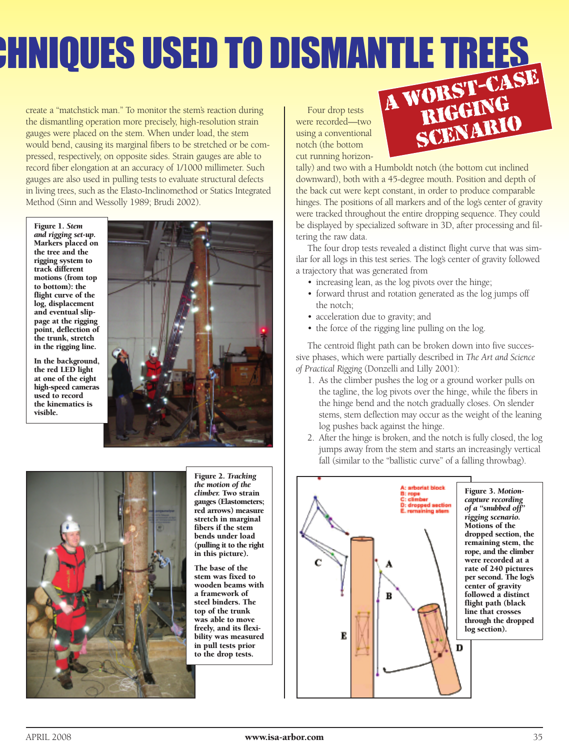# A WORST-CASE RIGGING SCENARIO

create a "matchstick man." To monitor the stem's reaction during the dismantling operation more precisely, high-resolution strain gauges were placed on the stem. When under load, the stem would bend, causing its marginal fibers to be stretched or be compressed, respectively, on opposite sides. Strain gauges are able to record fiber elongation at an accuracy of 1/1000 millimeter. Such gauges are also used in pulling tests to evaluate structural defects in living trees, such as the Elasto-Inclinomethod or Statics Integrated Method (Sinn and Wessolly 1989; Brudi 2002).

**Figure 1.** ***Stem and rigging set-up.*** **Markers placed on the tree and the rigging system to track different motions (from top to bottom): the flight curve of the log, displacement and eventual slippage at the rigging point, deflection of the trunk, stretch in the rigging line.**

**In the background, the red LED light at one of the eight high-speed cameras used to record the kinematics is visible.**

**Figure 2.** ***Tracking the motion of the climber.*** **Two strain gauges (Elastometers; red arrows) measure stretch in marginal fibers if the stem bends under load (pulling it to the right in this picture).**

**The base of the stem was fixed to wooden beams with a framework of steel binders. The top of the trunk was able to move freely, and its flexibility was measured in pull tests prior to the drop tests.**

Four drop tests were recorded—two using a conventional notch (the bottom cut running horizontally) and two with a Humboldt notch (the bottom cut inclined downward), both with a 45-degree mouth. Position and depth of the back cut were kept constant, in order to produce comparable hinges. The positions of all markers and of the log's center of gravity were tracked throughout the entire dropping sequence. They could be displayed by specialized software in 3D, after processing and filtering the raw data.

The four drop tests revealed a distinct flight curve that was similar for all logs in this test series. The log's center of gravity followed a trajectory that was generated from

- increasing lean, as the log pivots over the hinge;
- forward thrust and rotation generated as the log jumps off the notch;
- acceleration due to gravity; and
- the force of the rigging line pulling on the log.

The centroid flight path can be broken down into five successive phases, which were partially described in *The Art and Science of Practical Rigging* (Donzelli and Lilly 2001):

1. As the climber pushes the log or a ground worker pulls on the tagline, the log pivots over the hinge, while the fibers in the hinge bend and the notch gradually closes. On slender stems, stem deflection may occur as the weight of the leaning log pushes back against the hinge.
2. After the hinge is broken, and the notch is fully closed, the log jumps away from the stem and starts an increasingly vertical fall (similar to the "ballistic curve" of a falling throwbag).

A: arborist block
B: rope
C: climber
D: dropped section
E: remaining stem

**Figure 3.** ***Motion-capture recording of a "snubbed off" rigging scenario.*** **Motions of the dropped section, the remaining stem, the rope, and the climber were recorded at a rate of 240 pictures per second. The log's center of gravity followed a distinct flight path (black line that crosses through the dropped log section).**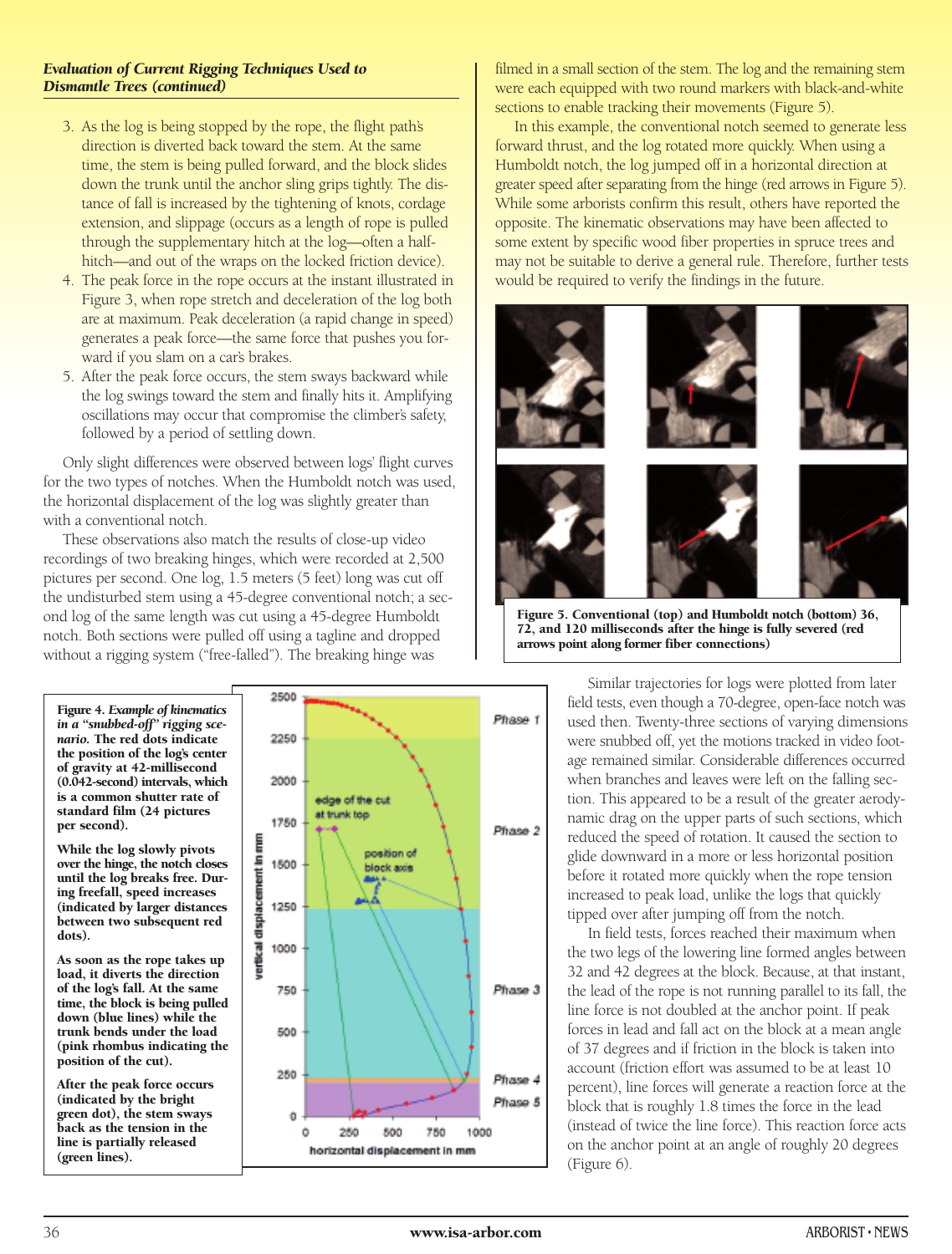*Evaluation of Current Rigging Techniques Used to Dismantle Trees (continued)*

3. As the log is being stopped by the rope, the flight path's direction is diverted back toward the stem. At the same time, the stem is being pulled forward, and the block slides down the trunk until the anchor sling grips tightly. The distance of fall is increased by the tightening of knots, cordage extension, and slippage (occurs as a length of rope is pulled through the supplementary hitch at the log—often a half-hitch—and out of the wraps on the locked friction device).
4. The peak force in the rope occurs at the instant illustrated in Figure 3, when rope stretch and deceleration of the log both are at maximum. Peak deceleration (a rapid change in speed) generates a peak force—the same force that pushes you forward if you slam on a car's brakes.
5. After the peak force occurs, the stem sways backward while the log swings toward the stem and finally hits it. Amplifying oscillations may occur that compromise the climber's safety, followed by a period of settling down.

Only slight differences were observed between logs' flight curves for the two types of notches. When the Humboldt notch was used, the horizontal displacement of the log was slightly greater than with a conventional notch.

These observations also match the results of close-up video recordings of two breaking hinges, which were recorded at 2,500 pictures per second. One log, 1.5 meters (5 feet) long was cut off the undisturbed stem using a 45-degree conventional notch; a second log of the same length was cut using a 45-degree Humboldt notch. Both sections were pulled off using a tagline and dropped without a rigging system ("free-falled"). The breaking hinge was filmed in a small section of the stem. The log and the remaining stem were each equipped with two round markers with black-and-white sections to enable tracking their movements (Figure 5).

In this example, the conventional notch seemed to generate less forward thrust, and the log rotated more quickly. When using a Humboldt notch, the log jumped off in a horizontal direction at greater speed after separating from the hinge (red arrows in Figure 5). While some arborists confirm this result, others have reported the opposite. The kinematic observations may have been affected to some extent by specific wood fiber properties in spruce trees and may not be suitable to derive a general rule. Therefore, further tests would be required to verify the findings in the future.

**Figure 5. Conventional (top) and Humboldt notch (bottom) 36, 72, and 120 milliseconds after the hinge is fully severed (red arrows point along former fiber connections)**

**Figure 4. *Example of kinematics in a "snubbed-off" rigging scenario.* The red dots indicate the position of the log's center of gravity at 42-millisecond (0.042-second) intervals, which is a common shutter rate of standard film (24 pictures per second).**

**While the log slowly pivots over the hinge, the notch closes until the log breaks free. During freefall, speed increases (indicated by larger distances between two subsequent red dots).**

**As soon as the rope takes up load, it diverts the direction of the log's fall. At the same time, the block is being pulled down (blue lines) while the trunk bends under the load (pink rhombus indicating the position of the cut).**

**After the peak force occurs (indicated by the bright green dot), the stem sways back as the tension in the line is partially released (green lines).**

vertical displacement in mm
2500
2250
2000
1750
1500
1250
1000
750
500
250
0
0 250 500 750 1000
horizontal displacement in mm
edge of the cut at trunk top
position of block axis
Phase 1
Phase 2
Phase 3
Phase 4
Phase 5

Similar trajectories for logs were plotted from later field tests, even though a 70-degree, open-face notch was used then. Twenty-three sections of varying dimensions were snubbed off, yet the motions tracked in video footage remained similar. Considerable differences occurred when branches and leaves were left on the falling section. This appeared to be a result of the greater aerodynamic drag on the upper parts of such sections, which reduced the speed of rotation. It caused the section to glide downward in a more or less horizontal position before it rotated more quickly when the rope tension increased to peak load, unlike the logs that quickly tipped over after jumping off from the notch.

In field tests, forces reached their maximum when the two legs of the lowering line formed angles between 32 and 42 degrees at the block. Because, at that instant, the lead of the rope is not running parallel to its fall, the line force is not doubled at the anchor point. If peak forces in lead and fall act on the block at a mean angle of 37 degrees and if friction in the block is taken into account (friction effort was assumed to be at least 10 percent), line forces will generate a reaction force at the block that is roughly 1.8 times the force in the lead (instead of twice the line force). This reaction force acts on the anchor point at an angle of roughly 20 degrees (Figure 6).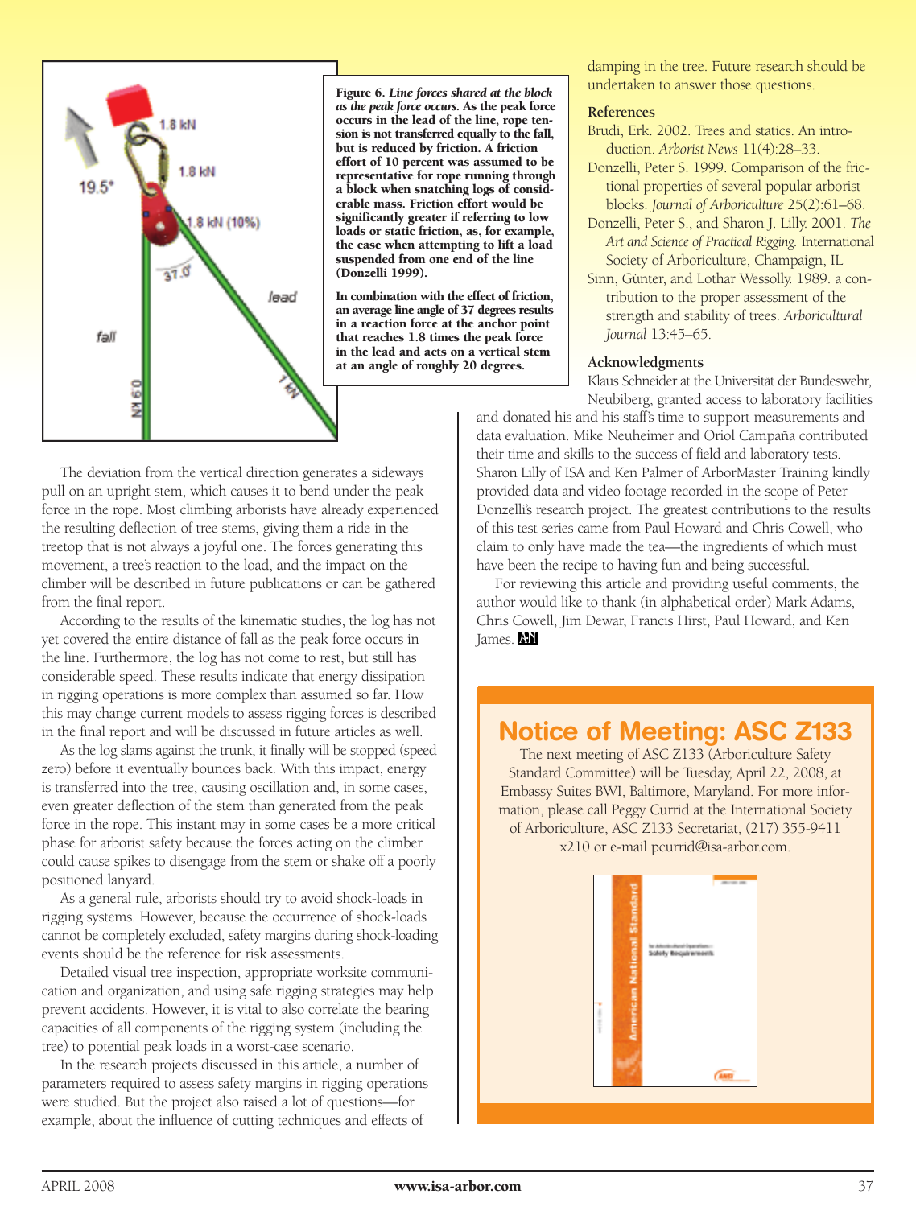1.8 kN

1.8 kN

19.5°

1.8 kN (10%)

37.0

lead

fall

0.9 kN

1 kN

**Figure 6.** ***Line forces shared at the block as the peak force occurs.*** **As the peak force occurs in the lead of the line, rope tension is not transferred equally to the fall, but is reduced by friction. A friction effort of 10 percent was assumed to be representative for rope running through a block when snatching logs of considerable mass. Friction effort would be significantly greater if referring to low loads or static friction, as, for example, the case when attempting to lift a load suspended from one end of the line (Donzelli 1999).**

**In combination with the effect of friction, an average line angle of 37 degrees results in a reaction force at the anchor point that reaches 1.8 times the peak force in the lead and acts on a vertical stem at an angle of roughly 20 degrees.**

The deviation from the vertical direction generates a sideways pull on an upright stem, which causes it to bend under the peak force in the rope. Most climbing arborists have already experienced the resulting deflection of tree stems, giving them a ride in the treetop that is not always a joyful one. The forces generating this movement, a tree's reaction to the load, and the impact on the climber will be described in future publications or can be gathered from the final report.

According to the results of the kinematic studies, the log has not yet covered the entire distance of fall as the peak force occurs in the line. Furthermore, the log has not come to rest, but still has considerable speed. These results indicate that energy dissipation in rigging operations is more complex than assumed so far. How this may change current models to assess rigging forces is described in the final report and will be discussed in future articles as well.

As the log slams against the trunk, it finally will be stopped (speed zero) before it eventually bounces back. With this impact, energy is transferred into the tree, causing oscillation and, in some cases, even greater deflection of the stem than generated from the peak force in the rope. This instant may in some cases be a more critical phase for arborist safety because the forces acting on the climber could cause spikes to disengage from the stem or shake off a poorly positioned lanyard.

As a general rule, arborists should try to avoid shock-loads in rigging systems. However, because the occurrence of shock-loads cannot be completely excluded, safety margins during shock-loading events should be the reference for risk assessments.

Detailed visual tree inspection, appropriate worksite communication and organization, and using safe rigging strategies may help prevent accidents. However, it is vital to also correlate the bearing capacities of all components of the rigging system (including the tree) to potential peak loads in a worst-case scenario.

In the research projects discussed in this article, a number of parameters required to assess safety margins in rigging operations were studied. But the project also raised a lot of questions—for example, about the influence of cutting techniques and effects of damping in the tree. Future research should be undertaken to answer those questions.

### References

Brudi, Erk. 2002. Trees and statics. An introduction. *Arborist News* 11(4):28–33.

Donzelli, Peter S. 1999. Comparison of the frictional properties of several popular arborist blocks. *Journal of Arboriculture* 25(2):61–68.

Donzelli, Peter S., and Sharon J. Lilly. 2001. *The Art and Science of Practical Rigging.* International Society of Arboriculture, Champaign, IL

Sinn, Günter, and Lothar Wessolly. 1989. a contribution to the proper assessment of the strength and stability of trees. *Arboricultural Journal* 13:45–65.

### Acknowledgments

Klaus Schneider at the Universität der Bundeswehr, Neubiberg, granted access to laboratory facilities and donated his and his staff's time to support measurements and data evaluation. Mike Neuheimer and Oriol Campaña contributed their time and skills to the success of field and laboratory tests. Sharon Lilly of ISA and Ken Palmer of ArborMaster Training kindly provided data and video footage recorded in the scope of Peter Donzelli's research project. The greatest contributions to the results of this test series came from Paul Howard and Chris Cowell, who claim to only have made the tea—the ingredients of which must have been the recipe to having fun and being successful.

For reviewing this article and providing useful comments, the author would like to thank (in alphabetical order) Mark Adams, Chris Cowell, Jim Dewar, Francis Hirst, Paul Howard, and Ken James.

## Notice of Meeting: ASC Z133

The next meeting of ASC Z133 (Arboriculture Safety Standard Committee) will be Tuesday, April 22, 2008, at Embassy Suites BWI, Baltimore, Maryland. For more information, please call Peggy Currid at the International Society of Arboriculture, ASC Z133 Secretariat, (217) 355-9411 x210 or e-mail pcurrid@isa-arbor.com.